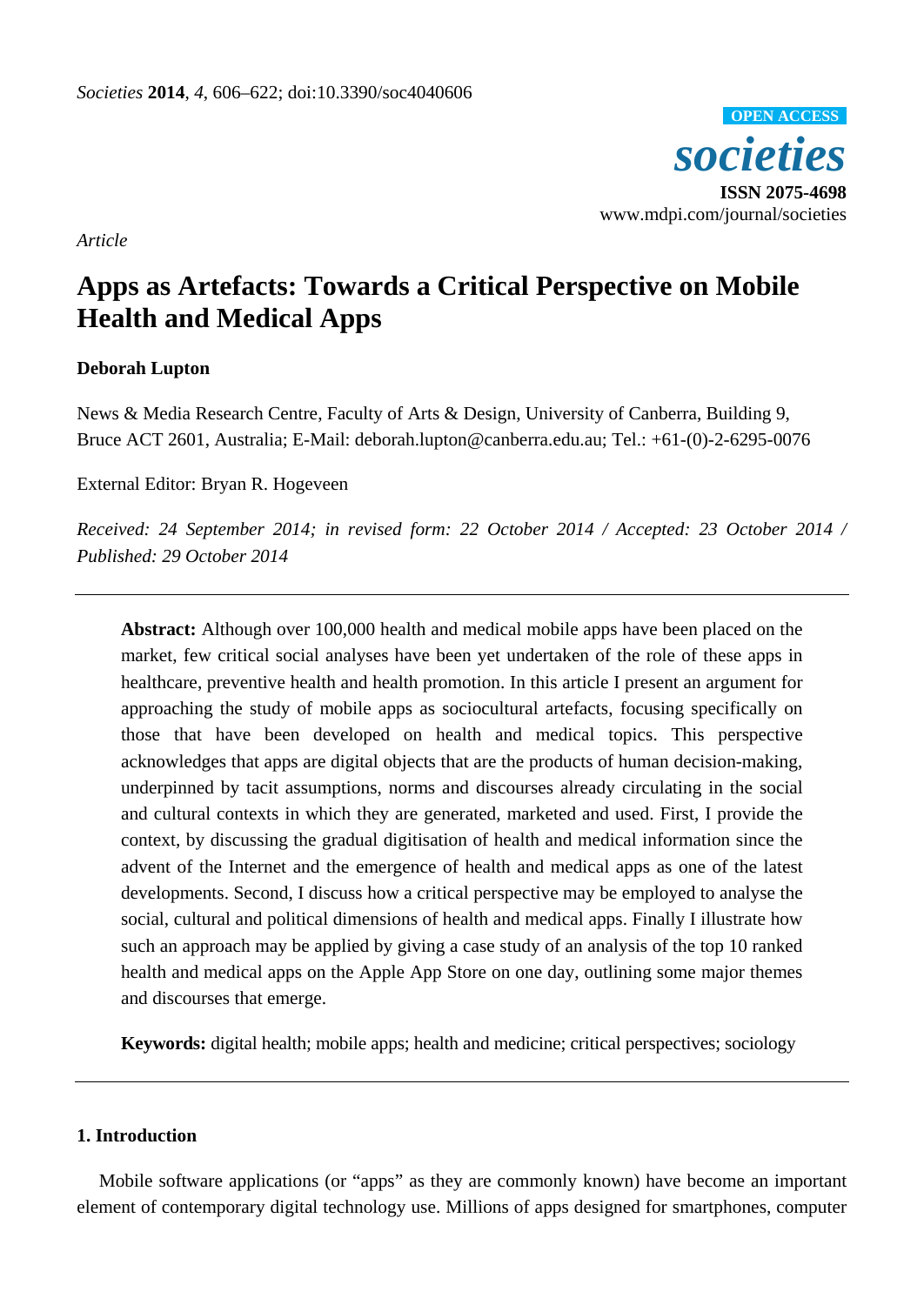*Article*

# Apps as Artefacts: Towards a Critical Perspective on Mobile Health and Medical Apps

**Deborah Lupton**

News & Media Research Centre, Faculty of Arts & Design, University of Canberra, Building 9, Bruce ACT 2601, Australia; E-Mail: deborah.lupton@canberra.edu.au; Tel.: +61-(0)-2-6295-0076

External Editor: Bryan R. Hogeveen

*Received: 24 September 2014; in revised form: 22 October 2014 / Accepted: 23 October 2014 / Published: 29 October 2014*

---

**Abstract:** Although over 100,000 health and medical mobile apps have been placed on the market, few critical social analyses have been yet undertaken of the role of these apps in healthcare, preventive health and health promotion. In this article I present an argument for approaching the study of mobile apps as sociocultural artefacts, focusing specifically on those that have been developed on health and medical topics. This perspective acknowledges that apps are digital objects that are the products of human decision-making, underpinned by tacit assumptions, norms and discourses already circulating in the social and cultural contexts in which they are generated, marketed and used. First, I provide the context, by discussing the gradual digitisation of health and medical information since the advent of the Internet and the emergence of health and medical apps as one of the latest developments. Second, I discuss how a critical perspective may be employed to analyse the social, cultural and political dimensions of health and medical apps. Finally I illustrate how such an approach may be applied by giving a case study of an analysis of the top 10 ranked health and medical apps on the Apple App Store on one day, outlining some major themes and discourses that emerge.

**Keywords:** digital health; mobile apps; health and medicine; critical perspectives; sociology

---

## 1. Introduction

Mobile software applications (or "apps" as they are commonly known) have become an important element of contemporary digital technology use. Millions of apps designed for smartphones, computer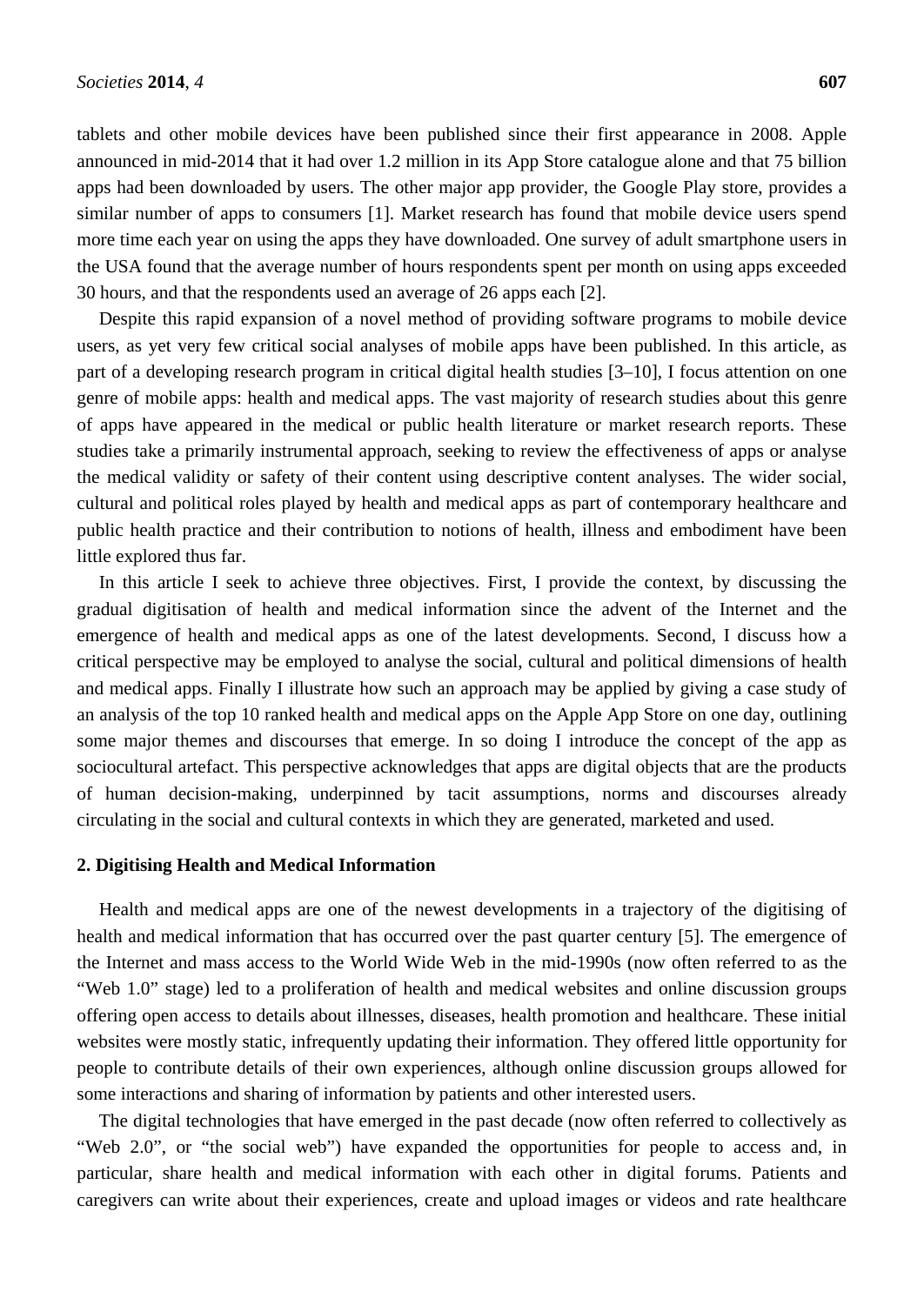tablets and other mobile devices have been published since their first appearance in 2008. Apple announced in mid-2014 that it had over 1.2 million in its App Store catalogue alone and that 75 billion apps had been downloaded by users. The other major app provider, the Google Play store, provides a similar number of apps to consumers [1]. Market research has found that mobile device users spend more time each year on using the apps they have downloaded. One survey of adult smartphone users in the USA found that the average number of hours respondents spent per month on using apps exceeded 30 hours, and that the respondents used an average of 26 apps each [2].

Despite this rapid expansion of a novel method of providing software programs to mobile device users, as yet very few critical social analyses of mobile apps have been published. In this article, as part of a developing research program in critical digital health studies [3–10], I focus attention on one genre of mobile apps: health and medical apps. The vast majority of research studies about this genre of apps have appeared in the medical or public health literature or market research reports. These studies take a primarily instrumental approach, seeking to review the effectiveness of apps or analyse the medical validity or safety of their content using descriptive content analyses. The wider social, cultural and political roles played by health and medical apps as part of contemporary healthcare and public health practice and their contribution to notions of health, illness and embodiment have been little explored thus far.

In this article I seek to achieve three objectives. First, I provide the context, by discussing the gradual digitisation of health and medical information since the advent of the Internet and the emergence of health and medical apps as one of the latest developments. Second, I discuss how a critical perspective may be employed to analyse the social, cultural and political dimensions of health and medical apps. Finally I illustrate how such an approach may be applied by giving a case study of an analysis of the top 10 ranked health and medical apps on the Apple App Store on one day, outlining some major themes and discourses that emerge. In so doing I introduce the concept of the app as sociocultural artefact. This perspective acknowledges that apps are digital objects that are the products of human decision-making, underpinned by tacit assumptions, norms and discourses already circulating in the social and cultural contexts in which they are generated, marketed and used.

## 2. Digitising Health and Medical Information

Health and medical apps are one of the newest developments in a trajectory of the digitising of health and medical information that has occurred over the past quarter century [5]. The emergence of the Internet and mass access to the World Wide Web in the mid-1990s (now often referred to as the "Web 1.0" stage) led to a proliferation of health and medical websites and online discussion groups offering open access to details about illnesses, diseases, health promotion and healthcare. These initial websites were mostly static, infrequently updating their information. They offered little opportunity for people to contribute details of their own experiences, although online discussion groups allowed for some interactions and sharing of information by patients and other interested users.

The digital technologies that have emerged in the past decade (now often referred to collectively as "Web 2.0", or "the social web") have expanded the opportunities for people to access and, in particular, share health and medical information with each other in digital forums. Patients and caregivers can write about their experiences, create and upload images or videos and rate healthcare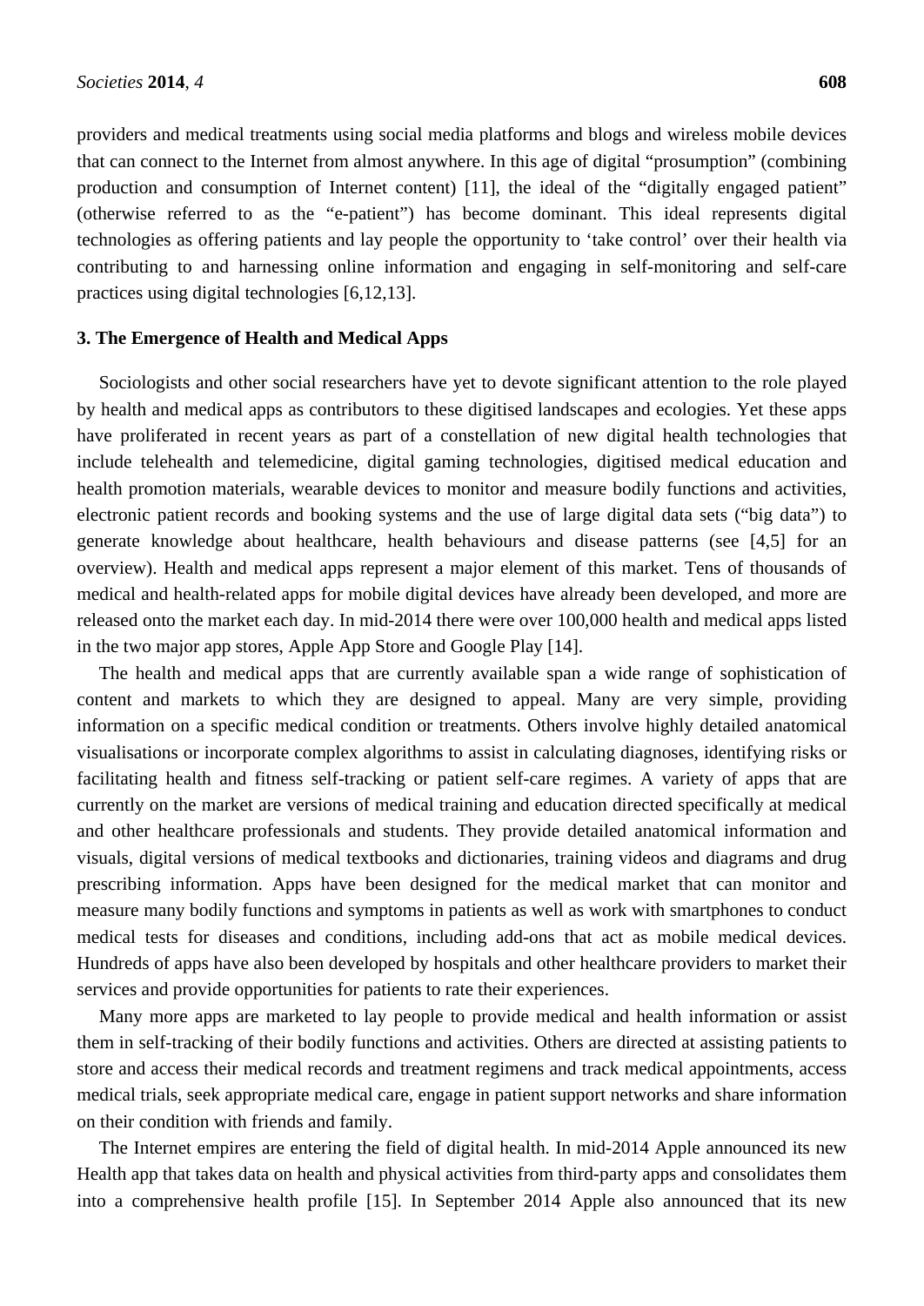providers and medical treatments using social media platforms and blogs and wireless mobile devices that can connect to the Internet from almost anywhere. In this age of digital "prosumption" (combining production and consumption of Internet content) [11], the ideal of the "digitally engaged patient" (otherwise referred to as the "e-patient") has become dominant. This ideal represents digital technologies as offering patients and lay people the opportunity to 'take control' over their health via contributing to and harnessing online information and engaging in self-monitoring and self-care practices using digital technologies [6,12,13].

## 3. The Emergence of Health and Medical Apps

Sociologists and other social researchers have yet to devote significant attention to the role played by health and medical apps as contributors to these digitised landscapes and ecologies. Yet these apps have proliferated in recent years as part of a constellation of new digital health technologies that include telehealth and telemedicine, digital gaming technologies, digitised medical education and health promotion materials, wearable devices to monitor and measure bodily functions and activities, electronic patient records and booking systems and the use of large digital data sets ("big data") to generate knowledge about healthcare, health behaviours and disease patterns (see [4,5] for an overview). Health and medical apps represent a major element of this market. Tens of thousands of medical and health-related apps for mobile digital devices have already been developed, and more are released onto the market each day. In mid-2014 there were over 100,000 health and medical apps listed in the two major app stores, Apple App Store and Google Play [14].

The health and medical apps that are currently available span a wide range of sophistication of content and markets to which they are designed to appeal. Many are very simple, providing information on a specific medical condition or treatments. Others involve highly detailed anatomical visualisations or incorporate complex algorithms to assist in calculating diagnoses, identifying risks or facilitating health and fitness self-tracking or patient self-care regimes. A variety of apps that are currently on the market are versions of medical training and education directed specifically at medical and other healthcare professionals and students. They provide detailed anatomical information and visuals, digital versions of medical textbooks and dictionaries, training videos and diagrams and drug prescribing information. Apps have been designed for the medical market that can monitor and measure many bodily functions and symptoms in patients as well as work with smartphones to conduct medical tests for diseases and conditions, including add-ons that act as mobile medical devices. Hundreds of apps have also been developed by hospitals and other healthcare providers to market their services and provide opportunities for patients to rate their experiences.

Many more apps are marketed to lay people to provide medical and health information or assist them in self-tracking of their bodily functions and activities. Others are directed at assisting patients to store and access their medical records and treatment regimens and track medical appointments, access medical trials, seek appropriate medical care, engage in patient support networks and share information on their condition with friends and family.

The Internet empires are entering the field of digital health. In mid-2014 Apple announced its new Health app that takes data on health and physical activities from third-party apps and consolidates them into a comprehensive health profile [15]. In September 2014 Apple also announced that its new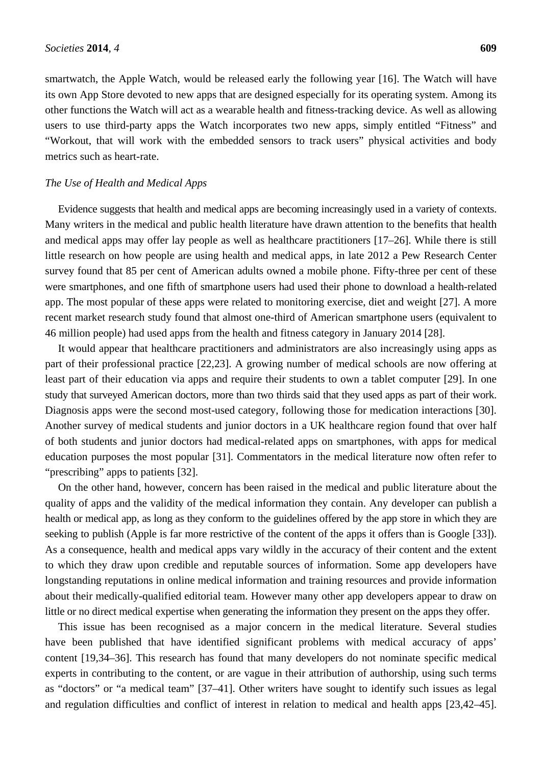smartwatch, the Apple Watch, would be released early the following year [16]. The Watch will have its own App Store devoted to new apps that are designed especially for its operating system. Among its other functions the Watch will act as a wearable health and fitness-tracking device. As well as allowing users to use third-party apps the Watch incorporates two new apps, simply entitled "Fitness" and "Workout, that will work with the embedded sensors to track users" physical activities and body metrics such as heart-rate.

*The Use of Health and Medical Apps*

Evidence suggests that health and medical apps are becoming increasingly used in a variety of contexts. Many writers in the medical and public health literature have drawn attention to the benefits that health and medical apps may offer lay people as well as healthcare practitioners [17–26]. While there is still little research on how people are using health and medical apps, in late 2012 a Pew Research Center survey found that 85 per cent of American adults owned a mobile phone. Fifty-three per cent of these were smartphones, and one fifth of smartphone users had used their phone to download a health-related app. The most popular of these apps were related to monitoring exercise, diet and weight [27]. A more recent market research study found that almost one-third of American smartphone users (equivalent to 46 million people) had used apps from the health and fitness category in January 2014 [28].

It would appear that healthcare practitioners and administrators are also increasingly using apps as part of their professional practice [22,23]. A growing number of medical schools are now offering at least part of their education via apps and require their students to own a tablet computer [29]. In one study that surveyed American doctors, more than two thirds said that they used apps as part of their work. Diagnosis apps were the second most-used category, following those for medication interactions [30]. Another survey of medical students and junior doctors in a UK healthcare region found that over half of both students and junior doctors had medical-related apps on smartphones, with apps for medical education purposes the most popular [31]. Commentators in the medical literature now often refer to "prescribing" apps to patients [32].

On the other hand, however, concern has been raised in the medical and public literature about the quality of apps and the validity of the medical information they contain. Any developer can publish a health or medical app, as long as they conform to the guidelines offered by the app store in which they are seeking to publish (Apple is far more restrictive of the content of the apps it offers than is Google [33]). As a consequence, health and medical apps vary wildly in the accuracy of their content and the extent to which they draw upon credible and reputable sources of information. Some app developers have longstanding reputations in online medical information and training resources and provide information about their medically-qualified editorial team. However many other app developers appear to draw on little or no direct medical expertise when generating the information they present on the apps they offer.

This issue has been recognised as a major concern in the medical literature. Several studies have been published that have identified significant problems with medical accuracy of apps' content [19,34–36]. This research has found that many developers do not nominate specific medical experts in contributing to the content, or are vague in their attribution of authorship, using such terms as "doctors" or "a medical team" [37–41]. Other writers have sought to identify such issues as legal and regulation difficulties and conflict of interest in relation to medical and health apps [23,42–45].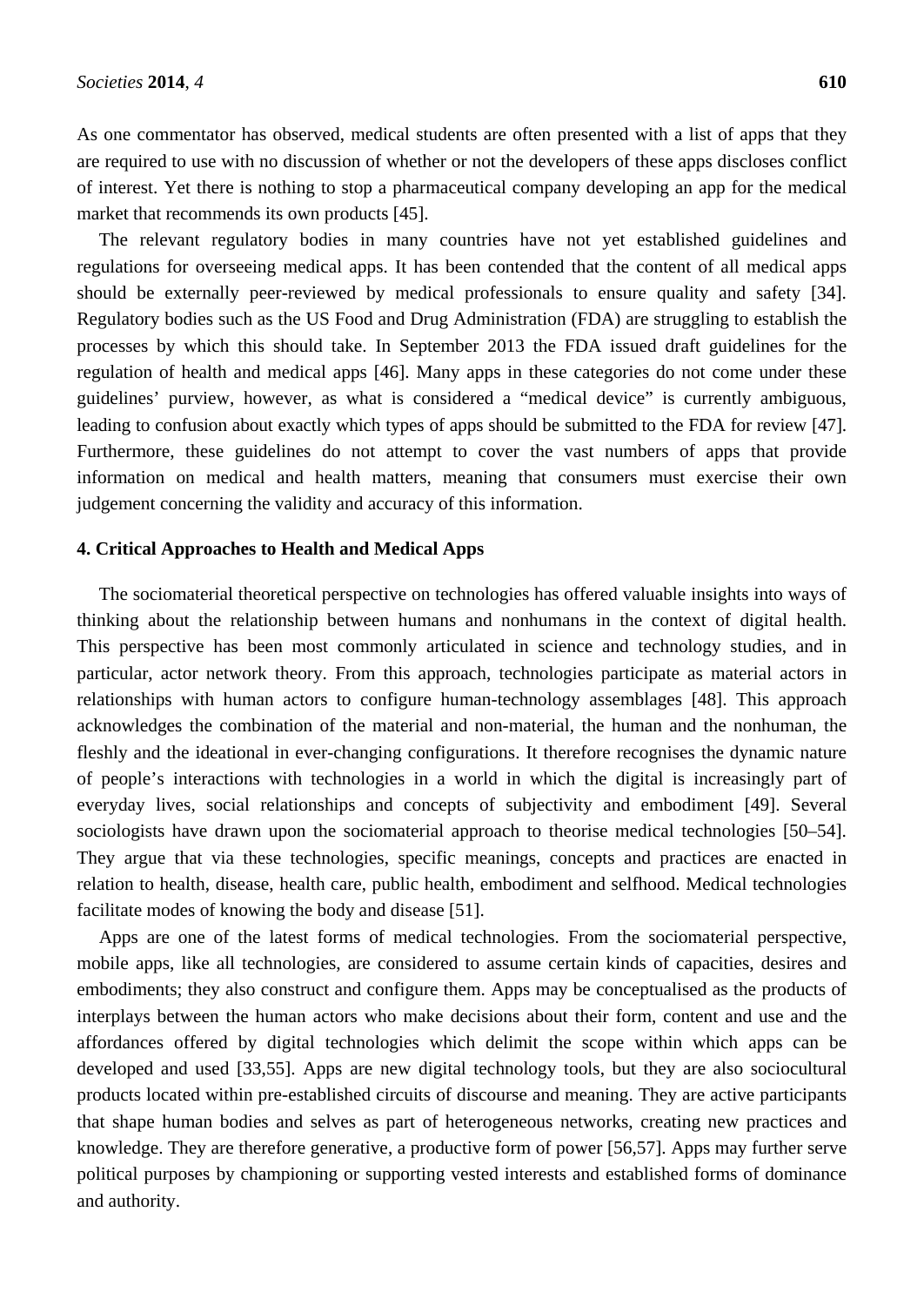As one commentator has observed, medical students are often presented with a list of apps that they are required to use with no discussion of whether or not the developers of these apps discloses conflict of interest. Yet there is nothing to stop a pharmaceutical company developing an app for the medical market that recommends its own products [45].

The relevant regulatory bodies in many countries have not yet established guidelines and regulations for overseeing medical apps. It has been contended that the content of all medical apps should be externally peer-reviewed by medical professionals to ensure quality and safety [34]. Regulatory bodies such as the US Food and Drug Administration (FDA) are struggling to establish the processes by which this should take. In September 2013 the FDA issued draft guidelines for the regulation of health and medical apps [46]. Many apps in these categories do not come under these guidelines' purview, however, as what is considered a "medical device" is currently ambiguous, leading to confusion about exactly which types of apps should be submitted to the FDA for review [47]. Furthermore, these guidelines do not attempt to cover the vast numbers of apps that provide information on medical and health matters, meaning that consumers must exercise their own judgement concerning the validity and accuracy of this information.

## 4. Critical Approaches to Health and Medical Apps

The sociomaterial theoretical perspective on technologies has offered valuable insights into ways of thinking about the relationship between humans and nonhumans in the context of digital health. This perspective has been most commonly articulated in science and technology studies, and in particular, actor network theory. From this approach, technologies participate as material actors in relationships with human actors to configure human-technology assemblages [48]. This approach acknowledges the combination of the material and non-material, the human and the nonhuman, the fleshly and the ideational in ever-changing configurations. It therefore recognises the dynamic nature of people's interactions with technologies in a world in which the digital is increasingly part of everyday lives, social relationships and concepts of subjectivity and embodiment [49]. Several sociologists have drawn upon the sociomaterial approach to theorise medical technologies [50–54]. They argue that via these technologies, specific meanings, concepts and practices are enacted in relation to health, disease, health care, public health, embodiment and selfhood. Medical technologies facilitate modes of knowing the body and disease [51].

Apps are one of the latest forms of medical technologies. From the sociomaterial perspective, mobile apps, like all technologies, are considered to assume certain kinds of capacities, desires and embodiments; they also construct and configure them. Apps may be conceptualised as the products of interplays between the human actors who make decisions about their form, content and use and the affordances offered by digital technologies which delimit the scope within which apps can be developed and used [33,55]. Apps are new digital technology tools, but they are also sociocultural products located within pre-established circuits of discourse and meaning. They are active participants that shape human bodies and selves as part of heterogeneous networks, creating new practices and knowledge. They are therefore generative, a productive form of power [56,57]. Apps may further serve political purposes by championing or supporting vested interests and established forms of dominance and authority.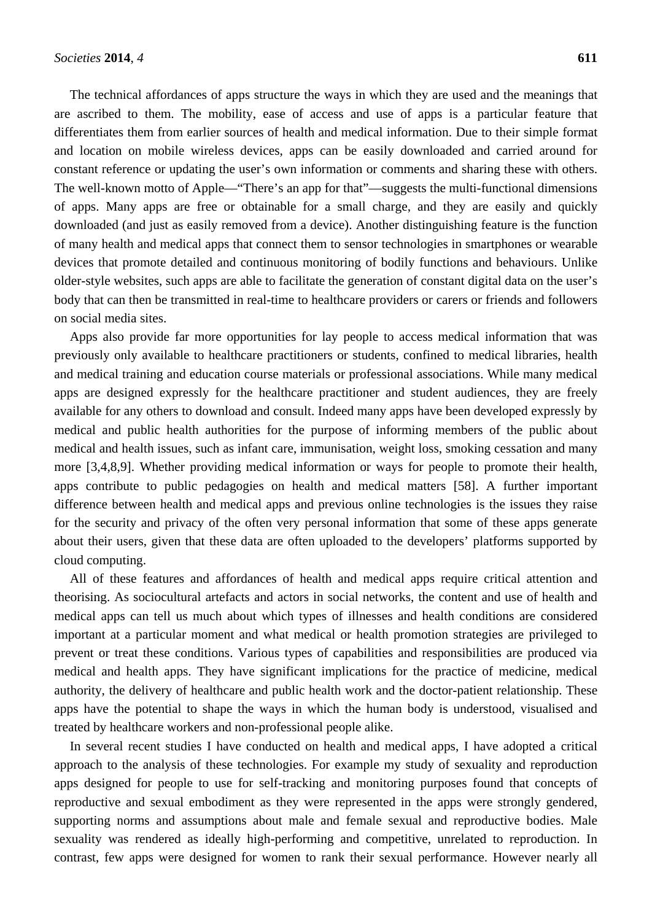The technical affordances of apps structure the ways in which they are used and the meanings that are ascribed to them. The mobility, ease of access and use of apps is a particular feature that differentiates them from earlier sources of health and medical information. Due to their simple format and location on mobile wireless devices, apps can be easily downloaded and carried around for constant reference or updating the user's own information or comments and sharing these with others. The well-known motto of Apple—"There's an app for that"—suggests the multi-functional dimensions of apps. Many apps are free or obtainable for a small charge, and they are easily and quickly downloaded (and just as easily removed from a device). Another distinguishing feature is the function of many health and medical apps that connect them to sensor technologies in smartphones or wearable devices that promote detailed and continuous monitoring of bodily functions and behaviours. Unlike older-style websites, such apps are able to facilitate the generation of constant digital data on the user's body that can then be transmitted in real-time to healthcare providers or carers or friends and followers on social media sites.

Apps also provide far more opportunities for lay people to access medical information that was previously only available to healthcare practitioners or students, confined to medical libraries, health and medical training and education course materials or professional associations. While many medical apps are designed expressly for the healthcare practitioner and student audiences, they are freely available for any others to download and consult. Indeed many apps have been developed expressly by medical and public health authorities for the purpose of informing members of the public about medical and health issues, such as infant care, immunisation, weight loss, smoking cessation and many more [3,4,8,9]. Whether providing medical information or ways for people to promote their health, apps contribute to public pedagogies on health and medical matters [58]. A further important difference between health and medical apps and previous online technologies is the issues they raise for the security and privacy of the often very personal information that some of these apps generate about their users, given that these data are often uploaded to the developers' platforms supported by cloud computing.

All of these features and affordances of health and medical apps require critical attention and theorising. As sociocultural artefacts and actors in social networks, the content and use of health and medical apps can tell us much about which types of illnesses and health conditions are considered important at a particular moment and what medical or health promotion strategies are privileged to prevent or treat these conditions. Various types of capabilities and responsibilities are produced via medical and health apps. They have significant implications for the practice of medicine, medical authority, the delivery of healthcare and public health work and the doctor-patient relationship. These apps have the potential to shape the ways in which the human body is understood, visualised and treated by healthcare workers and non-professional people alike.

In several recent studies I have conducted on health and medical apps, I have adopted a critical approach to the analysis of these technologies. For example my study of sexuality and reproduction apps designed for people to use for self-tracking and monitoring purposes found that concepts of reproductive and sexual embodiment as they were represented in the apps were strongly gendered, supporting norms and assumptions about male and female sexual and reproductive bodies. Male sexuality was rendered as ideally high-performing and competitive, unrelated to reproduction. In contrast, few apps were designed for women to rank their sexual performance. However nearly all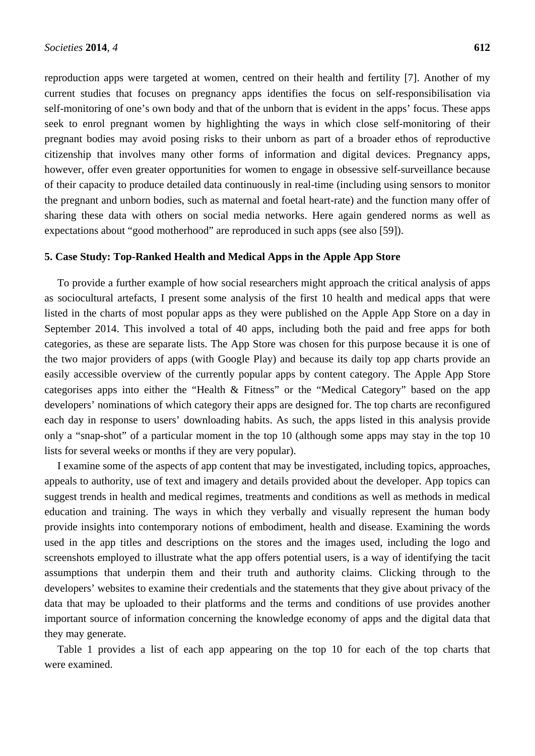reproduction apps were targeted at women, centred on their health and fertility [7]. Another of my current studies that focuses on pregnancy apps identifies the focus on self-responsibilisation via self-monitoring of one's own body and that of the unborn that is evident in the apps' focus. These apps seek to enrol pregnant women by highlighting the ways in which close self-monitoring of their pregnant bodies may avoid posing risks to their unborn as part of a broader ethos of reproductive citizenship that involves many other forms of information and digital devices. Pregnancy apps, however, offer even greater opportunities for women to engage in obsessive self-surveillance because of their capacity to produce detailed data continuously in real-time (including using sensors to monitor the pregnant and unborn bodies, such as maternal and foetal heart-rate) and the function many offer of sharing these data with others on social media networks. Here again gendered norms as well as expectations about "good motherhood" are reproduced in such apps (see also [59]).

## 5. Case Study: Top-Ranked Health and Medical Apps in the Apple App Store

To provide a further example of how social researchers might approach the critical analysis of apps as sociocultural artefacts, I present some analysis of the first 10 health and medical apps that were listed in the charts of most popular apps as they were published on the Apple App Store on a day in September 2014. This involved a total of 40 apps, including both the paid and free apps for both categories, as these are separate lists. The App Store was chosen for this purpose because it is one of the two major providers of apps (with Google Play) and because its daily top app charts provide an easily accessible overview of the currently popular apps by content category. The Apple App Store categorises apps into either the "Health & Fitness" or the "Medical Category" based on the app developers' nominations of which category their apps are designed for. The top charts are reconfigured each day in response to users' downloading habits. As such, the apps listed in this analysis provide only a "snap-shot" of a particular moment in the top 10 (although some apps may stay in the top 10 lists for several weeks or months if they are very popular).

I examine some of the aspects of app content that may be investigated, including topics, approaches, appeals to authority, use of text and imagery and details provided about the developer. App topics can suggest trends in health and medical regimes, treatments and conditions as well as methods in medical education and training. The ways in which they verbally and visually represent the human body provide insights into contemporary notions of embodiment, health and disease. Examining the words used in the app titles and descriptions on the stores and the images used, including the logo and screenshots employed to illustrate what the app offers potential users, is a way of identifying the tacit assumptions that underpin them and their truth and authority claims. Clicking through to the developers' websites to examine their credentials and the statements that they give about privacy of the data that may be uploaded to their platforms and the terms and conditions of use provides another important source of information concerning the knowledge economy of apps and the digital data that they may generate.

Table 1 provides a list of each app appearing on the top 10 for each of the top charts that were examined.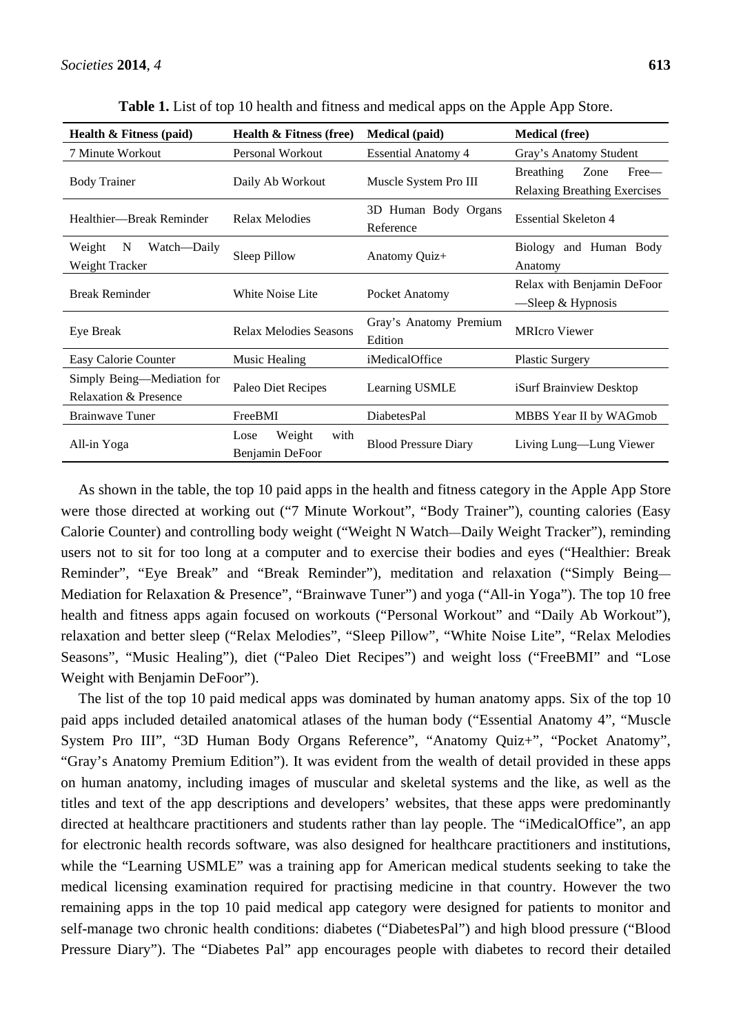**Table 1.** List of top 10 health and fitness and medical apps on the Apple App Store.

| Health & Fitness (paid) | Health & Fitness (free) | Medical (paid) | Medical (free) |
|---|---|---|---|
| 7 Minute Workout | Personal Workout | Essential Anatomy 4 | Gray's Anatomy Student |
| Body Trainer | Daily Ab Workout | Muscle System Pro III | Breathing Zone Free—Relaxing Breathing Exercises |
| Healthier—Break Reminder | Relax Melodies | 3D Human Body Organs Reference | Essential Skeleton 4 |
| Weight N Watch—Daily Weight Tracker | Sleep Pillow | Anatomy Quiz+ | Biology and Human Body Anatomy |
| Break Reminder | White Noise Lite | Pocket Anatomy | Relax with Benjamin DeFoor—Sleep & Hypnosis |
| Eye Break | Relax Melodies Seasons | Gray's Anatomy Premium Edition | MRIcro Viewer |
| Easy Calorie Counter | Music Healing | iMedicalOffice | Plastic Surgery |
| Simply Being—Mediation for Relaxation & Presence | Paleo Diet Recipes | Learning USMLE | iSurf Brainview Desktop |
| Brainwave Tuner | FreeBMI | DiabetesPal | MBBS Year II by WAGmob |
| All-in Yoga | Lose Weight with Benjamin DeFoor | Blood Pressure Diary | Living Lung—Lung Viewer |

As shown in the table, the top 10 paid apps in the health and fitness category in the Apple App Store were those directed at working out ("7 Minute Workout", "Body Trainer"), counting calories (Easy Calorie Counter) and controlling body weight ("Weight N Watch—Daily Weight Tracker"), reminding users not to sit for too long at a computer and to exercise their bodies and eyes ("Healthier: Break Reminder", "Eye Break" and "Break Reminder"), meditation and relaxation ("Simply Being—Mediation for Relaxation & Presence", "Brainwave Tuner") and yoga ("All-in Yoga"). The top 10 free health and fitness apps again focused on workouts ("Personal Workout" and "Daily Ab Workout"), relaxation and better sleep ("Relax Melodies", "Sleep Pillow", "White Noise Lite", "Relax Melodies Seasons", "Music Healing"), diet ("Paleo Diet Recipes") and weight loss ("FreeBMI" and "Lose Weight with Benjamin DeFoor").

The list of the top 10 paid medical apps was dominated by human anatomy apps. Six of the top 10 paid apps included detailed anatomical atlases of the human body ("Essential Anatomy 4", "Muscle System Pro III", "3D Human Body Organs Reference", "Anatomy Quiz+", "Pocket Anatomy", "Gray's Anatomy Premium Edition"). It was evident from the wealth of detail provided in these apps on human anatomy, including images of muscular and skeletal systems and the like, as well as the titles and text of the app descriptions and developers' websites, that these apps were predominantly directed at healthcare practitioners and students rather than lay people. The "iMedicalOffice", an app for electronic health records software, was also designed for healthcare practitioners and institutions, while the "Learning USMLE" was a training app for American medical students seeking to take the medical licensing examination required for practising medicine in that country. However the two remaining apps in the top 10 paid medical app category were designed for patients to monitor and self-manage two chronic health conditions: diabetes ("DiabetesPal") and high blood pressure ("Blood Pressure Diary"). The "Diabetes Pal" app encourages people with diabetes to record their detailed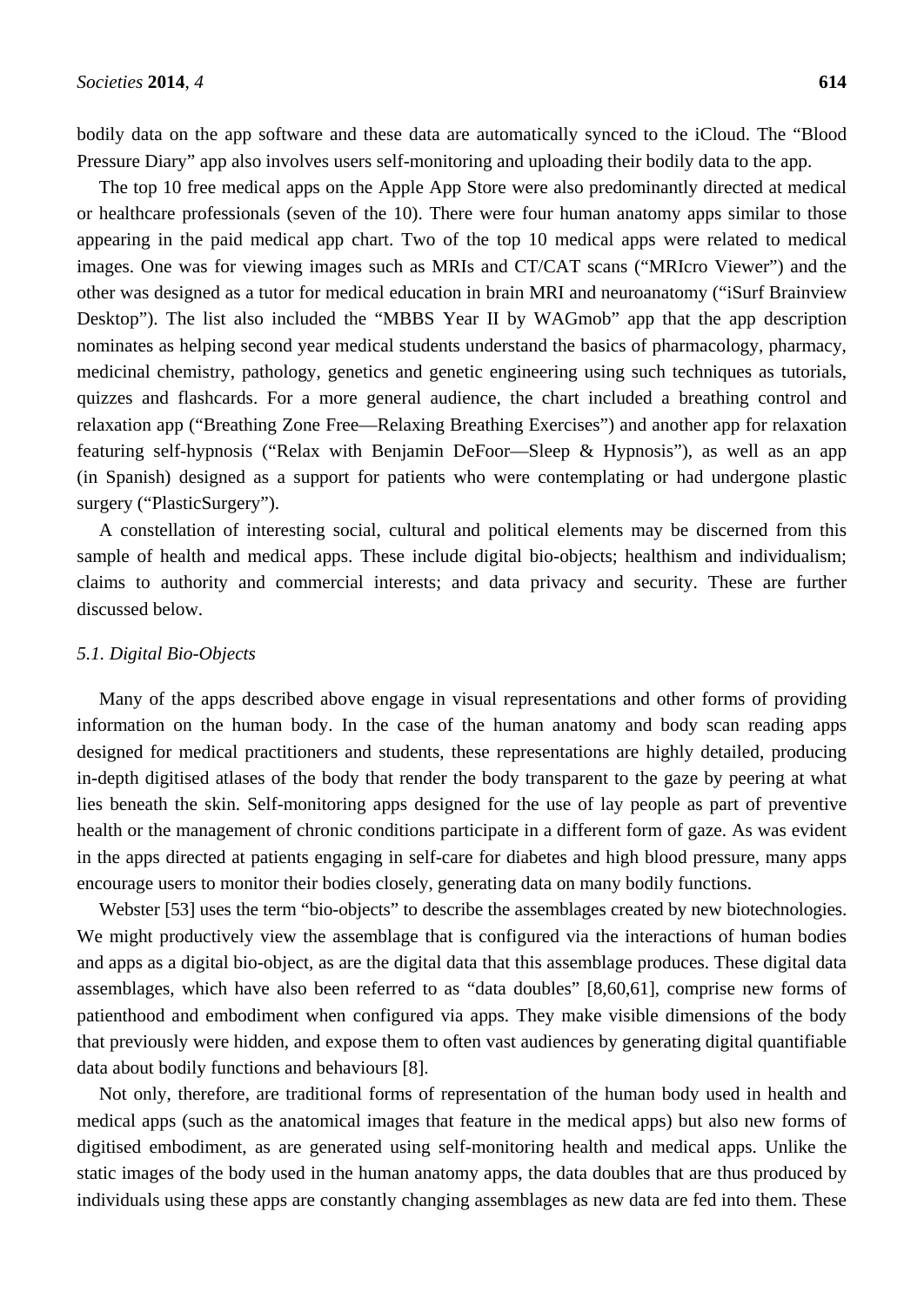bodily data on the app software and these data are automatically synced to the iCloud. The "Blood Pressure Diary" app also involves users self-monitoring and uploading their bodily data to the app.

The top 10 free medical apps on the Apple App Store were also predominantly directed at medical or healthcare professionals (seven of the 10). There were four human anatomy apps similar to those appearing in the paid medical app chart. Two of the top 10 medical apps were related to medical images. One was for viewing images such as MRIs and CT/CAT scans ("MRIcro Viewer") and the other was designed as a tutor for medical education in brain MRI and neuroanatomy ("iSurf Brainview Desktop"). The list also included the "MBBS Year II by WAGmob" app that the app description nominates as helping second year medical students understand the basics of pharmacology, pharmacy, medicinal chemistry, pathology, genetics and genetic engineering using such techniques as tutorials, quizzes and flashcards. For a more general audience, the chart included a breathing control and relaxation app ("Breathing Zone Free—Relaxing Breathing Exercises") and another app for relaxation featuring self-hypnosis ("Relax with Benjamin DeFoor—Sleep & Hypnosis"), as well as an app (in Spanish) designed as a support for patients who were contemplating or had undergone plastic surgery ("PlasticSurgery").

A constellation of interesting social, cultural and political elements may be discerned from this sample of health and medical apps. These include digital bio-objects; healthism and individualism; claims to authority and commercial interests; and data privacy and security. These are further discussed below.

### *5.1. Digital Bio-Objects*

Many of the apps described above engage in visual representations and other forms of providing information on the human body. In the case of the human anatomy and body scan reading apps designed for medical practitioners and students, these representations are highly detailed, producing in-depth digitised atlases of the body that render the body transparent to the gaze by peering at what lies beneath the skin. Self-monitoring apps designed for the use of lay people as part of preventive health or the management of chronic conditions participate in a different form of gaze. As was evident in the apps directed at patients engaging in self-care for diabetes and high blood pressure, many apps encourage users to monitor their bodies closely, generating data on many bodily functions.

Webster [53] uses the term "bio-objects" to describe the assemblages created by new biotechnologies. We might productively view the assemblage that is configured via the interactions of human bodies and apps as a digital bio-object, as are the digital data that this assemblage produces. These digital data assemblages, which have also been referred to as "data doubles" [8,60,61], comprise new forms of patienthood and embodiment when configured via apps. They make visible dimensions of the body that previously were hidden, and expose them to often vast audiences by generating digital quantifiable data about bodily functions and behaviours [8].

Not only, therefore, are traditional forms of representation of the human body used in health and medical apps (such as the anatomical images that feature in the medical apps) but also new forms of digitised embodiment, as are generated using self-monitoring health and medical apps. Unlike the static images of the body used in the human anatomy apps, the data doubles that are thus produced by individuals using these apps are constantly changing assemblages as new data are fed into them. These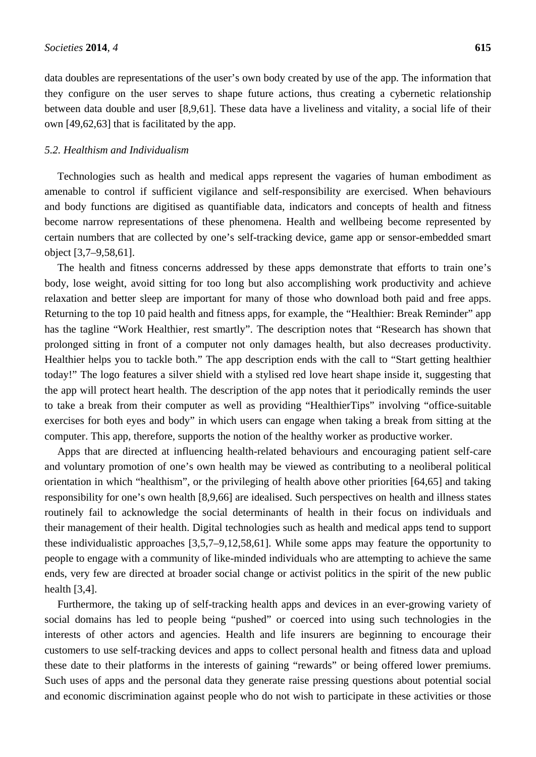data doubles are representations of the user's own body created by use of the app. The information that they configure on the user serves to shape future actions, thus creating a cybernetic relationship between data double and user [8,9,61]. These data have a liveliness and vitality, a social life of their own [49,62,63] that is facilitated by the app.

### *5.2. Healthism and Individualism*

Technologies such as health and medical apps represent the vagaries of human embodiment as amenable to control if sufficient vigilance and self-responsibility are exercised. When behaviours and body functions are digitised as quantifiable data, indicators and concepts of health and fitness become narrow representations of these phenomena. Health and wellbeing become represented by certain numbers that are collected by one's self-tracking device, game app or sensor-embedded smart object [3,7–9,58,61].

The health and fitness concerns addressed by these apps demonstrate that efforts to train one's body, lose weight, avoid sitting for too long but also accomplishing work productivity and achieve relaxation and better sleep are important for many of those who download both paid and free apps. Returning to the top 10 paid health and fitness apps, for example, the "Healthier: Break Reminder" app has the tagline "Work Healthier, rest smartly". The description notes that "Research has shown that prolonged sitting in front of a computer not only damages health, but also decreases productivity. Healthier helps you to tackle both." The app description ends with the call to "Start getting healthier today!" The logo features a silver shield with a stylised red love heart shape inside it, suggesting that the app will protect heart health. The description of the app notes that it periodically reminds the user to take a break from their computer as well as providing "HealthierTips" involving "office-suitable exercises for both eyes and body" in which users can engage when taking a break from sitting at the computer. This app, therefore, supports the notion of the healthy worker as productive worker.

Apps that are directed at influencing health-related behaviours and encouraging patient self-care and voluntary promotion of one's own health may be viewed as contributing to a neoliberal political orientation in which "healthism", or the privileging of health above other priorities [64,65] and taking responsibility for one's own health [8,9,66] are idealised. Such perspectives on health and illness states routinely fail to acknowledge the social determinants of health in their focus on individuals and their management of their health. Digital technologies such as health and medical apps tend to support these individualistic approaches [3,5,7–9,12,58,61]. While some apps may feature the opportunity to people to engage with a community of like-minded individuals who are attempting to achieve the same ends, very few are directed at broader social change or activist politics in the spirit of the new public health [3,4].

Furthermore, the taking up of self-tracking health apps and devices in an ever-growing variety of social domains has led to people being "pushed" or coerced into using such technologies in the interests of other actors and agencies. Health and life insurers are beginning to encourage their customers to use self-tracking devices and apps to collect personal health and fitness data and upload these date to their platforms in the interests of gaining "rewards" or being offered lower premiums. Such uses of apps and the personal data they generate raise pressing questions about potential social and economic discrimination against people who do not wish to participate in these activities or those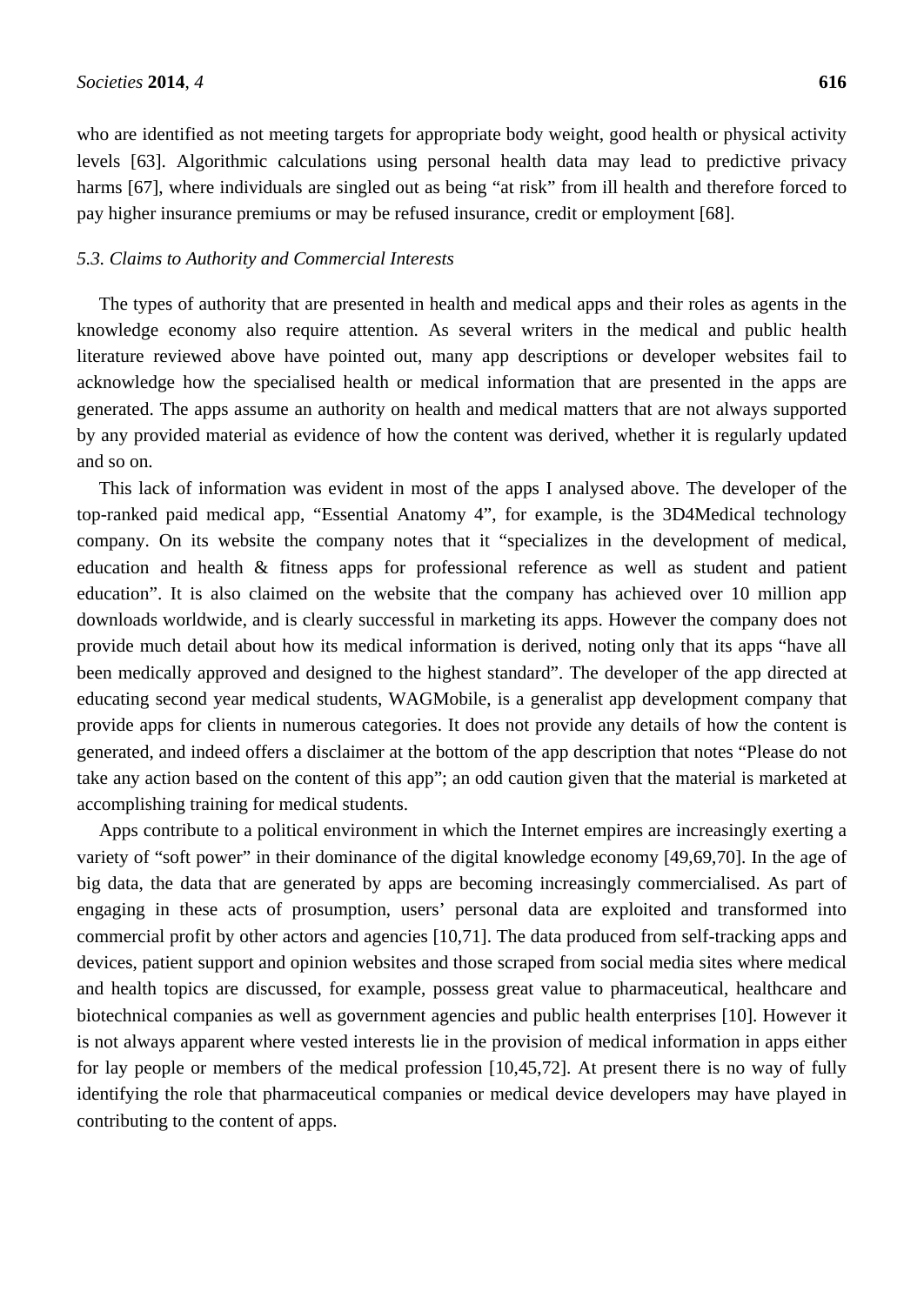who are identified as not meeting targets for appropriate body weight, good health or physical activity levels [63]. Algorithmic calculations using personal health data may lead to predictive privacy harms [67], where individuals are singled out as being "at risk" from ill health and therefore forced to pay higher insurance premiums or may be refused insurance, credit or employment [68].

### *5.3. Claims to Authority and Commercial Interests*

The types of authority that are presented in health and medical apps and their roles as agents in the knowledge economy also require attention. As several writers in the medical and public health literature reviewed above have pointed out, many app descriptions or developer websites fail to acknowledge how the specialised health or medical information that are presented in the apps are generated. The apps assume an authority on health and medical matters that are not always supported by any provided material as evidence of how the content was derived, whether it is regularly updated and so on.

This lack of information was evident in most of the apps I analysed above. The developer of the top-ranked paid medical app, "Essential Anatomy 4", for example, is the 3D4Medical technology company. On its website the company notes that it "specializes in the development of medical, education and health & fitness apps for professional reference as well as student and patient education". It is also claimed on the website that the company has achieved over 10 million app downloads worldwide, and is clearly successful in marketing its apps. However the company does not provide much detail about how its medical information is derived, noting only that its apps "have all been medically approved and designed to the highest standard". The developer of the app directed at educating second year medical students, WAGMobile, is a generalist app development company that provide apps for clients in numerous categories. It does not provide any details of how the content is generated, and indeed offers a disclaimer at the bottom of the app description that notes "Please do not take any action based on the content of this app"; an odd caution given that the material is marketed at accomplishing training for medical students.

Apps contribute to a political environment in which the Internet empires are increasingly exerting a variety of "soft power" in their dominance of the digital knowledge economy [49,69,70]. In the age of big data, the data that are generated by apps are becoming increasingly commercialised. As part of engaging in these acts of prosumption, users' personal data are exploited and transformed into commercial profit by other actors and agencies [10,71]. The data produced from self-tracking apps and devices, patient support and opinion websites and those scraped from social media sites where medical and health topics are discussed, for example, possess great value to pharmaceutical, healthcare and biotechnical companies as well as government agencies and public health enterprises [10]. However it is not always apparent where vested interests lie in the provision of medical information in apps either for lay people or members of the medical profession [10,45,72]. At present there is no way of fully identifying the role that pharmaceutical companies or medical device developers may have played in contributing to the content of apps.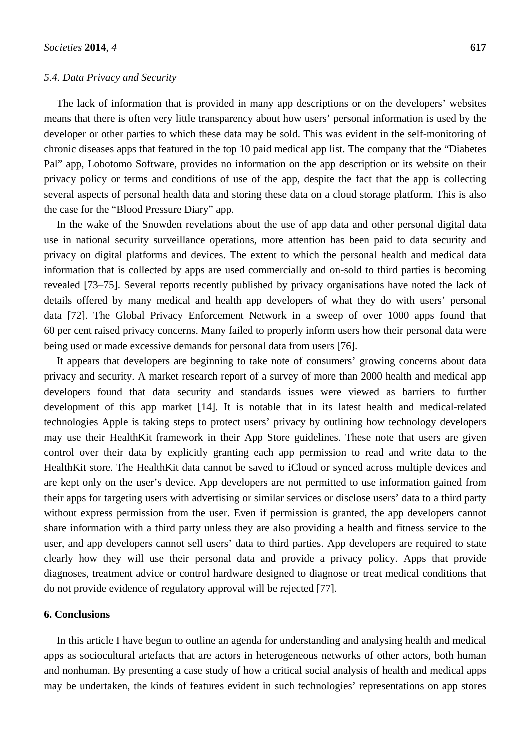### *5.4. Data Privacy and Security*

The lack of information that is provided in many app descriptions or on the developers' websites means that there is often very little transparency about how users' personal information is used by the developer or other parties to which these data may be sold. This was evident in the self-monitoring of chronic diseases apps that featured in the top 10 paid medical app list. The company that the "Diabetes Pal" app, Lobotomo Software, provides no information on the app description or its website on their privacy policy or terms and conditions of use of the app, despite the fact that the app is collecting several aspects of personal health data and storing these data on a cloud storage platform. This is also the case for the "Blood Pressure Diary" app.

In the wake of the Snowden revelations about the use of app data and other personal digital data use in national security surveillance operations, more attention has been paid to data security and privacy on digital platforms and devices. The extent to which the personal health and medical data information that is collected by apps are used commercially and on-sold to third parties is becoming revealed [73–75]. Several reports recently published by privacy organisations have noted the lack of details offered by many medical and health app developers of what they do with users' personal data [72]. The Global Privacy Enforcement Network in a sweep of over 1000 apps found that 60 per cent raised privacy concerns. Many failed to properly inform users how their personal data were being used or made excessive demands for personal data from users [76].

It appears that developers are beginning to take note of consumers' growing concerns about data privacy and security. A market research report of a survey of more than 2000 health and medical app developers found that data security and standards issues were viewed as barriers to further development of this app market [14]. It is notable that in its latest health and medical-related technologies Apple is taking steps to protect users' privacy by outlining how technology developers may use their HealthKit framework in their App Store guidelines. These note that users are given control over their data by explicitly granting each app permission to read and write data to the HealthKit store. The HealthKit data cannot be saved to iCloud or synced across multiple devices and are kept only on the user's device. App developers are not permitted to use information gained from their apps for targeting users with advertising or similar services or disclose users' data to a third party without express permission from the user. Even if permission is granted, the app developers cannot share information with a third party unless they are also providing a health and fitness service to the user, and app developers cannot sell users' data to third parties. App developers are required to state clearly how they will use their personal data and provide a privacy policy. Apps that provide diagnoses, treatment advice or control hardware designed to diagnose or treat medical conditions that do not provide evidence of regulatory approval will be rejected [77].

## 6. Conclusions

In this article I have begun to outline an agenda for understanding and analysing health and medical apps as sociocultural artefacts that are actors in heterogeneous networks of other actors, both human and nonhuman. By presenting a case study of how a critical social analysis of health and medical apps may be undertaken, the kinds of features evident in such technologies' representations on app stores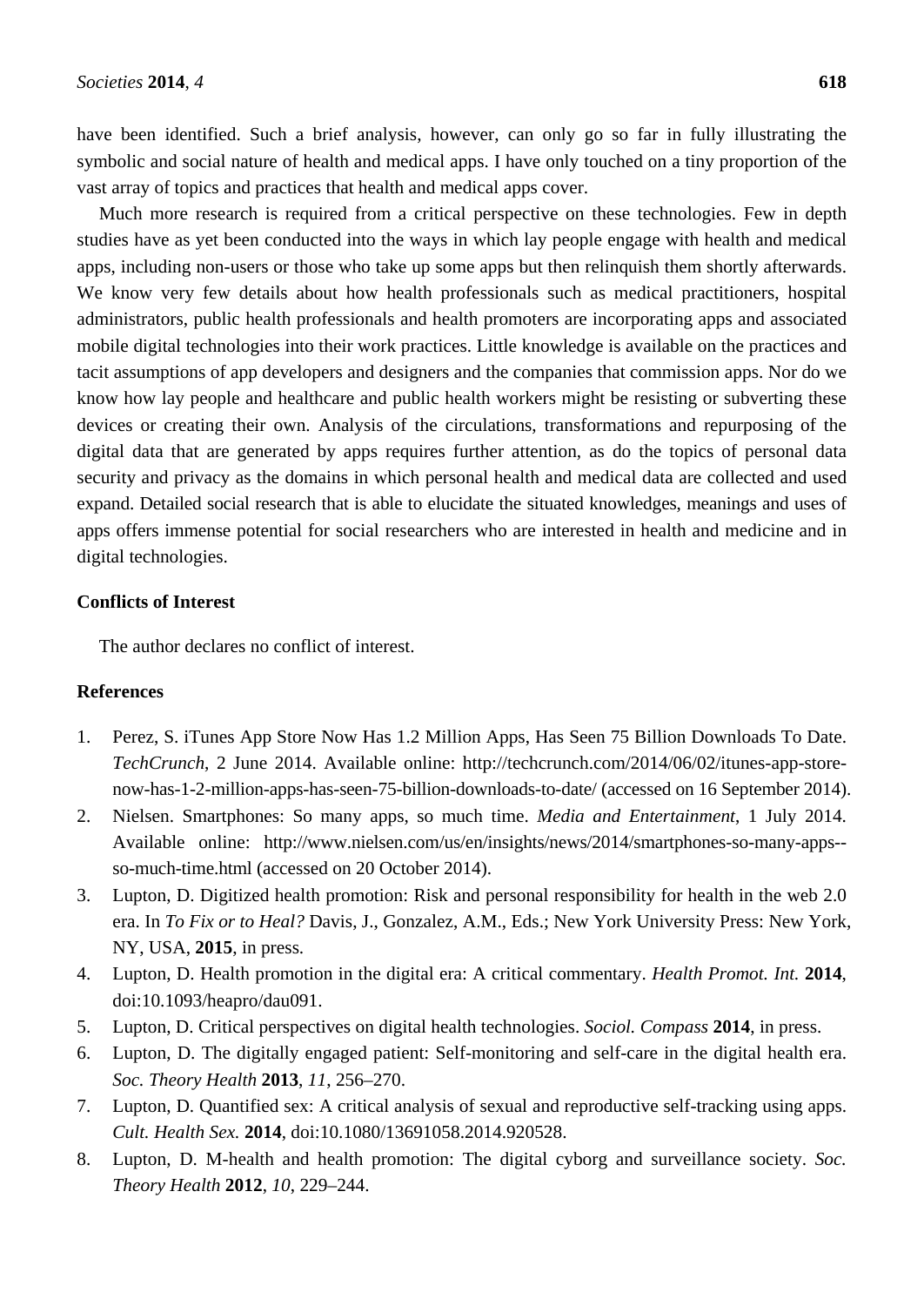have been identified. Such a brief analysis, however, can only go so far in fully illustrating the symbolic and social nature of health and medical apps. I have only touched on a tiny proportion of the vast array of topics and practices that health and medical apps cover.

Much more research is required from a critical perspective on these technologies. Few in depth studies have as yet been conducted into the ways in which lay people engage with health and medical apps, including non-users or those who take up some apps but then relinquish them shortly afterwards. We know very few details about how health professionals such as medical practitioners, hospital administrators, public health professionals and health promoters are incorporating apps and associated mobile digital technologies into their work practices. Little knowledge is available on the practices and tacit assumptions of app developers and designers and the companies that commission apps. Nor do we know how lay people and healthcare and public health workers might be resisting or subverting these devices or creating their own. Analysis of the circulations, transformations and repurposing of the digital data that are generated by apps requires further attention, as do the topics of personal data security and privacy as the domains in which personal health and medical data are collected and used expand. Detailed social research that is able to elucidate the situated knowledges, meanings and uses of apps offers immense potential for social researchers who are interested in health and medicine and in digital technologies.

## Conflicts of Interest

The author declares no conflict of interest.

## References

1. Perez, S. iTunes App Store Now Has 1.2 Million Apps, Has Seen 75 Billion Downloads To Date. *TechCrunch*, 2 June 2014. Available online: http://techcrunch.com/2014/06/02/itunes-app-store-now-has-1-2-million-apps-has-seen-75-billion-downloads-to-date/ (accessed on 16 September 2014).
2. Nielsen. Smartphones: So many apps, so much time. *Media and Entertainment*, 1 July 2014. Available online: http://www.nielsen.com/us/en/insights/news/2014/smartphones-so-many-apps--so-much-time.html (accessed on 20 October 2014).
3. Lupton, D. Digitized health promotion: Risk and personal responsibility for health in the web 2.0 era. In *To Fix or to Heal?* Davis, J., Gonzalez, A.M., Eds.; New York University Press: New York, NY, USA, **2015**, in press.
4. Lupton, D. Health promotion in the digital era: A critical commentary. *Health Promot. Int.* **2014**, doi:10.1093/heapro/dau091.
5. Lupton, D. Critical perspectives on digital health technologies. *Sociol. Compass* **2014**, in press.
6. Lupton, D. The digitally engaged patient: Self-monitoring and self-care in the digital health era. *Soc. Theory Health* **2013**, *11*, 256–270.
7. Lupton, D. Quantified sex: A critical analysis of sexual and reproductive self-tracking using apps. *Cult. Health Sex.* **2014**, doi:10.1080/13691058.2014.920528.
8. Lupton, D. M-health and health promotion: The digital cyborg and surveillance society. *Soc. Theory Health* **2012**, *10*, 229–244.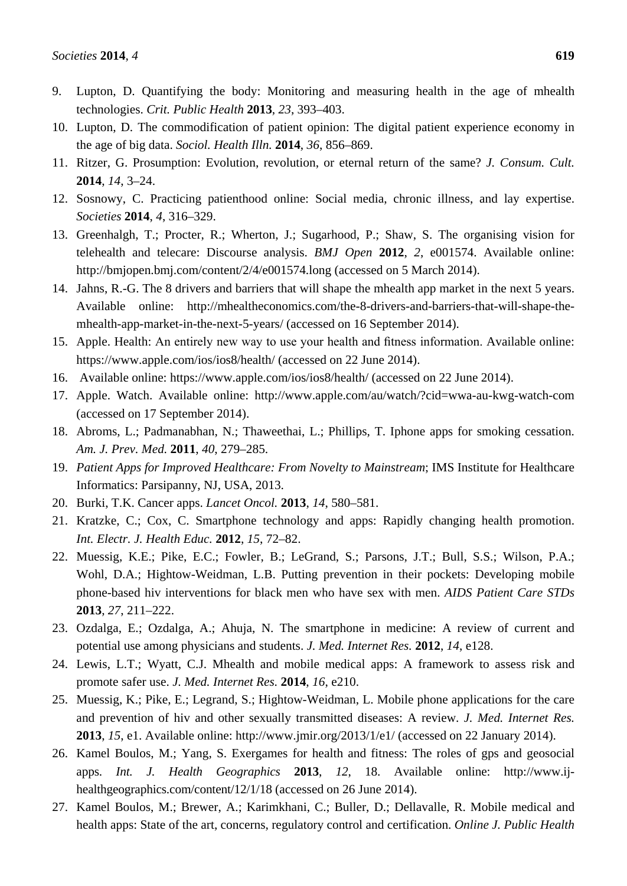9. Lupton, D. Quantifying the body: Monitoring and measuring health in the age of mhealth technologies. *Crit. Public Health* **2013**, *23*, 393–403.
10. Lupton, D. The commodification of patient opinion: The digital patient experience economy in the age of big data. *Sociol. Health Illn.* **2014**, *36*, 856–869.
11. Ritzer, G. Prosumption: Evolution, revolution, or eternal return of the same? *J. Consum. Cult.* **2014**, *14*, 3–24.
12. Sosnowy, C. Practicing patienthood online: Social media, chronic illness, and lay expertise. *Societies* **2014**, *4*, 316–329.
13. Greenhalgh, T.; Procter, R.; Wherton, J.; Sugarhood, P.; Shaw, S. The organising vision for telehealth and telecare: Discourse analysis. *BMJ Open* **2012**, *2*, e001574. Available online: http://bmjopen.bmj.com/content/2/4/e001574.long (accessed on 5 March 2014).
14. Jahns, R.-G. The 8 drivers and barriers that will shape the mhealth app market in the next 5 years. Available online: http://mhealtheconomics.com/the-8-drivers-and-barriers-that-will-shape-the-mhealth-app-market-in-the-next-5-years/ (accessed on 16 September 2014).
15. Apple. Health: An entirely new way to use your health and fitness information. Available online: https://www.apple.com/ios/ios8/health/ (accessed on 22 June 2014).
16. Available online: https://www.apple.com/ios/ios8/health/ (accessed on 22 June 2014).
17. Apple. Watch. Available online: http://www.apple.com/au/watch/?cid=wwa-au-kwg-watch-com (accessed on 17 September 2014).
18. Abroms, L.; Padmanabhan, N.; Thaweethai, L.; Phillips, T. Iphone apps for smoking cessation. *Am. J. Prev. Med.* **2011**, *40*, 279–285.
19. *Patient Apps for Improved Healthcare: From Novelty to Mainstream*; IMS Institute for Healthcare Informatics: Parsipanny, NJ, USA, 2013.
20. Burki, T.K. Cancer apps. *Lancet Oncol.* **2013**, *14*, 580–581.
21. Kratzke, C.; Cox, C. Smartphone technology and apps: Rapidly changing health promotion. *Int. Electr. J. Health Educ.* **2012**, *15*, 72–82.
22. Muessig, K.E.; Pike, E.C.; Fowler, B.; LeGrand, S.; Parsons, J.T.; Bull, S.S.; Wilson, P.A.; Wohl, D.A.; Hightow-Weidman, L.B. Putting prevention in their pockets: Developing mobile phone-based hiv interventions for black men who have sex with men. *AIDS Patient Care STDs* **2013**, *27*, 211–222.
23. Ozdalga, E.; Ozdalga, A.; Ahuja, N. The smartphone in medicine: A review of current and potential use among physicians and students. *J. Med. Internet Res.* **2012**, *14*, e128.
24. Lewis, L.T.; Wyatt, C.J. Mhealth and mobile medical apps: A framework to assess risk and promote safer use. *J. Med. Internet Res.* **2014**, *16*, e210.
25. Muessig, K.; Pike, E.; Legrand, S.; Hightow-Weidman, L. Mobile phone applications for the care and prevention of hiv and other sexually transmitted diseases: A review. *J. Med. Internet Res.* **2013**, *15*, e1. Available online: http://www.jmir.org/2013/1/e1/ (accessed on 22 January 2014).
26. Kamel Boulos, M.; Yang, S. Exergames for health and fitness: The roles of gps and geosocial apps. *Int. J. Health Geographics* **2013**, *12*, 18. Available online: http://www.ij-healthgeographics.com/content/12/1/18 (accessed on 26 June 2014).
27. Kamel Boulos, M.; Brewer, A.; Karimkhani, C.; Buller, D.; Dellavalle, R. Mobile medical and health apps: State of the art, concerns, regulatory control and certification. *Online J. Public Health*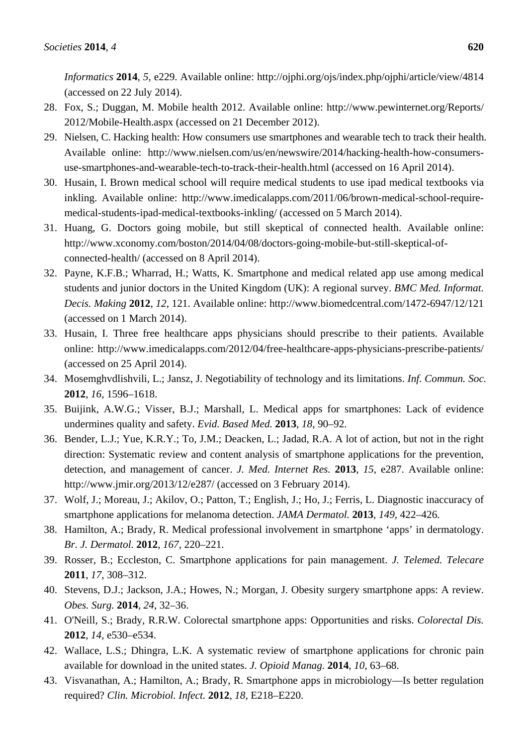*Informatics* **2014**, *5*, e229. Available online: http://ojphi.org/ojs/index.php/ojphi/article/view/4814 (accessed on 22 July 2014).

28. Fox, S.; Duggan, M. Mobile health 2012. Available online: http://www.pewinternet.org/Reports/2012/Mobile-Health.aspx (accessed on 21 December 2012).
29. Nielsen, C. Hacking health: How consumers use smartphones and wearable tech to track their health. Available online: http://www.nielsen.com/us/en/newswire/2014/hacking-health-how-consumers-use-smartphones-and-wearable-tech-to-track-their-health.html (accessed on 16 April 2014).
30. Husain, I. Brown medical school will require medical students to use ipad medical textbooks via inkling. Available online: http://www.imedicalapps.com/2011/06/brown-medical-school-require-medical-students-ipad-medical-textbooks-inkling/ (accessed on 5 March 2014).
31. Huang, G. Doctors going mobile, but still skeptical of connected health. Available online: http://www.xconomy.com/boston/2014/04/08/doctors-going-mobile-but-still-skeptical-of-connected-health/ (accessed on 8 April 2014).
32. Payne, K.F.B.; Wharrad, H.; Watts, K. Smartphone and medical related app use among medical students and junior doctors in the United Kingdom (UK): A regional survey. *BMC Med. Informat. Decis. Making* **2012**, *12*, 121. Available online: http://www.biomedcentral.com/1472-6947/12/121 (accessed on 1 March 2014).
33. Husain, I. Three free healthcare apps physicians should prescribe to their patients. Available online: http://www.imedicalapps.com/2012/04/free-healthcare-apps-physicians-prescribe-patients/ (accessed on 25 April 2014).
34. Mosemghvdlishvili, L.; Jansz, J. Negotiability of technology and its limitations. *Inf. Commun. Soc.* **2012**, *16*, 1596–1618.
35. Buijink, A.W.G.; Visser, B.J.; Marshall, L. Medical apps for smartphones: Lack of evidence undermines quality and safety. *Evid. Based Med.* **2013**, *18*, 90–92.
36. Bender, L.J.; Yue, K.R.Y.; To, J.M.; Deacken, L.; Jadad, R.A. A lot of action, but not in the right direction: Systematic review and content analysis of smartphone applications for the prevention, detection, and management of cancer. *J. Med. Internet Res.* **2013**, *15*, e287. Available online: http://www.jmir.org/2013/12/e287/ (accessed on 3 February 2014).
37. Wolf, J.; Moreau, J.; Akilov, O.; Patton, T.; English, J.; Ho, J.; Ferris, L. Diagnostic inaccuracy of smartphone applications for melanoma detection. *JAMA Dermatol.* **2013**, *149*, 422–426.
38. Hamilton, A.; Brady, R. Medical professional involvement in smartphone 'apps' in dermatology. *Br. J. Dermatol.* **2012**, *167*, 220–221.
39. Rosser, B.; Eccleston, C. Smartphone applications for pain management. *J. Telemed. Telecare* **2011**, *17*, 308–312.
40. Stevens, D.J.; Jackson, J.A.; Howes, N.; Morgan, J. Obesity surgery smartphone apps: A review. *Obes. Surg.* **2014**, *24*, 32–36.
41. O'Neill, S.; Brady, R.R.W. Colorectal smartphone apps: Opportunities and risks. *Colorectal Dis.* **2012**, *14*, e530–e534.
42. Wallace, L.S.; Dhingra, L.K. A systematic review of smartphone applications for chronic pain available for download in the united states. *J. Opioid Manag.* **2014**, *10*, 63–68.
43. Visvanathan, A.; Hamilton, A.; Brady, R. Smartphone apps in microbiology—Is better regulation required? *Clin. Microbiol. Infect.* **2012**, *18*, E218–E220.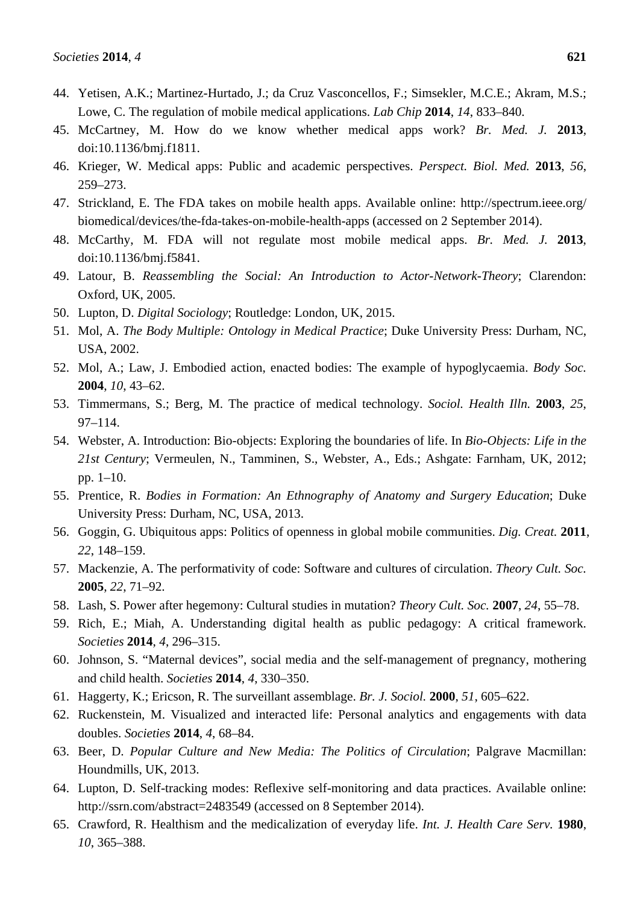44. Yetisen, A.K.; Martinez-Hurtado, J.; da Cruz Vasconcellos, F.; Simsekler, M.C.E.; Akram, M.S.; Lowe, C. The regulation of mobile medical applications. *Lab Chip* **2014**, *14*, 833–840.
45. McCartney, M. How do we know whether medical apps work? *Br. Med. J.* **2013**, doi:10.1136/bmj.f1811.
46. Krieger, W. Medical apps: Public and academic perspectives. *Perspect. Biol. Med.* **2013**, *56*, 259–273.
47. Strickland, E. The FDA takes on mobile health apps. Available online: http://spectrum.ieee.org/biomedical/devices/the-fda-takes-on-mobile-health-apps (accessed on 2 September 2014).
48. McCarthy, M. FDA will not regulate most mobile medical apps. *Br. Med. J.* **2013**, doi:10.1136/bmj.f5841.
49. Latour, B. *Reassembling the Social: An Introduction to Actor-Network-Theory*; Clarendon: Oxford, UK, 2005.
50. Lupton, D. *Digital Sociology*; Routledge: London, UK, 2015.
51. Mol, A. *The Body Multiple: Ontology in Medical Practice*; Duke University Press: Durham, NC, USA, 2002.
52. Mol, A.; Law, J. Embodied action, enacted bodies: The example of hypoglycaemia. *Body Soc.* **2004**, *10*, 43–62.
53. Timmermans, S.; Berg, M. The practice of medical technology. *Sociol. Health Illn.* **2003**, *25*, 97–114.
54. Webster, A. Introduction: Bio-objects: Exploring the boundaries of life. In *Bio-Objects: Life in the 21st Century*; Vermeulen, N., Tamminen, S., Webster, A., Eds.; Ashgate: Farnham, UK, 2012; pp. 1–10.
55. Prentice, R. *Bodies in Formation: An Ethnography of Anatomy and Surgery Education*; Duke University Press: Durham, NC, USA, 2013.
56. Goggin, G. Ubiquitous apps: Politics of openness in global mobile communities. *Dig. Creat.* **2011**, *22*, 148–159.
57. Mackenzie, A. The performativity of code: Software and cultures of circulation. *Theory Cult. Soc.* **2005**, *22*, 71–92.
58. Lash, S. Power after hegemony: Cultural studies in mutation? *Theory Cult. Soc.* **2007**, *24*, 55–78.
59. Rich, E.; Miah, A. Understanding digital health as public pedagogy: A critical framework. *Societies* **2014**, *4*, 296–315.
60. Johnson, S. "Maternal devices", social media and the self-management of pregnancy, mothering and child health. *Societies* **2014**, *4*, 330–350.
61. Haggerty, K.; Ericson, R. The surveillant assemblage. *Br. J. Sociol.* **2000**, *51*, 605–622.
62. Ruckenstein, M. Visualized and interacted life: Personal analytics and engagements with data doubles. *Societies* **2014**, *4*, 68–84.
63. Beer, D. *Popular Culture and New Media: The Politics of Circulation*; Palgrave Macmillan: Houndmills, UK, 2013.
64. Lupton, D. Self-tracking modes: Reflexive self-monitoring and data practices. Available online: http://ssrn.com/abstract=2483549 (accessed on 8 September 2014).
65. Crawford, R. Healthism and the medicalization of everyday life. *Int. J. Health Care Serv.* **1980**, *10*, 365–388.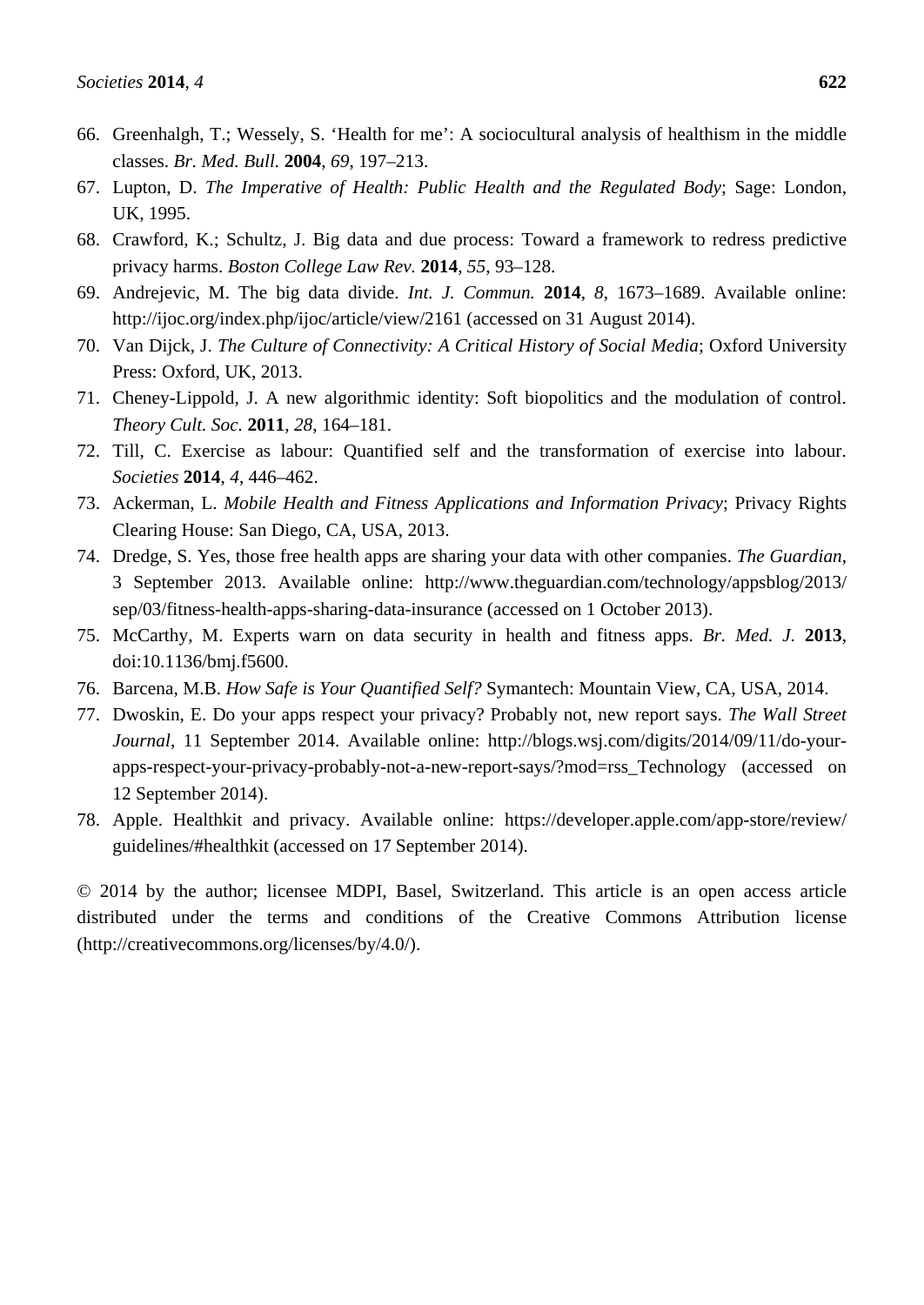66. Greenhalgh, T.; Wessely, S. 'Health for me': A sociocultural analysis of healthism in the middle classes. *Br. Med. Bull.* **2004**, *69*, 197–213.
67. Lupton, D. *The Imperative of Health: Public Health and the Regulated Body*; Sage: London, UK, 1995.
68. Crawford, K.; Schultz, J. Big data and due process: Toward a framework to redress predictive privacy harms. *Boston College Law Rev.* **2014**, *55*, 93–128.
69. Andrejevic, M. The big data divide. *Int. J. Commun.* **2014**, *8*, 1673–1689. Available online: http://ijoc.org/index.php/ijoc/article/view/2161 (accessed on 31 August 2014).
70. Van Dijck, J. *The Culture of Connectivity: A Critical History of Social Media*; Oxford University Press: Oxford, UK, 2013.
71. Cheney-Lippold, J. A new algorithmic identity: Soft biopolitics and the modulation of control. *Theory Cult. Soc.* **2011**, *28*, 164–181.
72. Till, C. Exercise as labour: Quantified self and the transformation of exercise into labour. *Societies* **2014**, *4*, 446–462.
73. Ackerman, L. *Mobile Health and Fitness Applications and Information Privacy*; Privacy Rights Clearing House: San Diego, CA, USA, 2013.
74. Dredge, S. Yes, those free health apps are sharing your data with other companies. *The Guardian*, 3 September 2013. Available online: http://www.theguardian.com/technology/appsblog/2013/sep/03/fitness-health-apps-sharing-data-insurance (accessed on 1 October 2013).
75. McCarthy, M. Experts warn on data security in health and fitness apps. *Br. Med. J.* **2013**, doi:10.1136/bmj.f5600.
76. Barcena, M.B. *How Safe is Your Quantified Self?* Symantech: Mountain View, CA, USA, 2014.
77. Dwoskin, E. Do your apps respect your privacy? Probably not, new report says. *The Wall Street Journal*, 11 September 2014. Available online: http://blogs.wsj.com/digits/2014/09/11/do-your-apps-respect-your-privacy-probably-not-a-new-report-says/?mod=rss_Technology (accessed on 12 September 2014).
78. Apple. Healthkit and privacy. Available online: https://developer.apple.com/app-store/review/guidelines/#healthkit (accessed on 17 September 2014).

© 2014 by the author; licensee MDPI, Basel, Switzerland. This article is an open access article distributed under the terms and conditions of the Creative Commons Attribution license (http://creativecommons.org/licenses/by/4.0/).